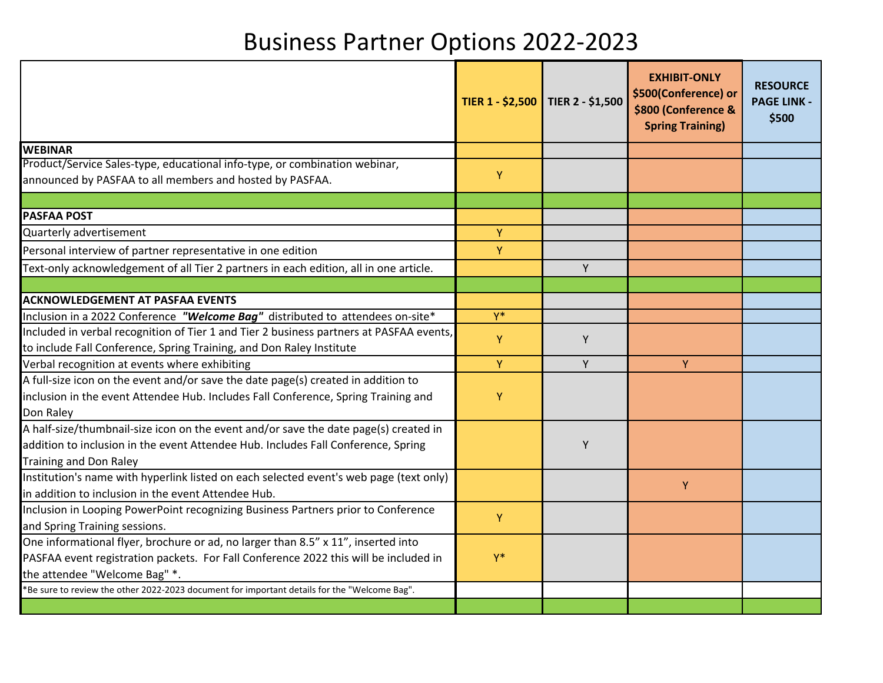# Business Partner Options 2022-2023

| | TIER 1 - $2,500 | TIER 2 - $1,500 | EXHIBIT-ONLY $500(Conference) or $800 (Conference & Spring Training) | RESOURCE PAGE LINK - $500 |
|---|---|---|---|---|
| **WEBINAR** | | | | |
| Product/Service Sales-type, educational info-type, or combination webinar, announced by PASFAA to all members and hosted by PASFAA. | Y | | | |
| | | | | |
| **PASFAA POST** | | | | |
| Quarterly advertisement | Y | | | |
| Personal interview of partner representative in one edition | Y | | | |
| Text-only acknowledgement of all Tier 2 partners in each edition, all in one article. | | Y | | |
| | | | | |
| **ACKNOWLEDGEMENT AT PASFAA EVENTS** | | | | |
| Inclusion in a 2022 Conference ***"Welcome Bag"*** distributed to attendees on-site* | Y* | | | |
| Included in verbal recognition of Tier 1 and Tier 2 business partners at PASFAA events, to include Fall Conference, Spring Training, and Don Raley Institute | Y | Y | | |
| Verbal recognition at events where exhibiting | Y | Y | Y | |
| A full-size icon on the event and/or save the date page(s) created in addition to inclusion in the event Attendee Hub. Includes Fall Conference, Spring Training and Don Raley | Y | | | |
| A half-size/thumbnail-size icon on the event and/or save the date page(s) created in addition to inclusion in the event Attendee Hub. Includes Fall Conference, Spring Training and Don Raley | | Y | | |
| Institution's name with hyperlink listed on each selected event's web page (text only) in addition to inclusion in the event Attendee Hub. | | | Y | |
| Inclusion in Looping PowerPoint recognizing Business Partners prior to Conference and Spring Training sessions. | Y | | | |
| One informational flyer, brochure or ad, no larger than 8.5" x 11", inserted into PASFAA event registration packets. For Fall Conference 2022 this will be included in the attendee "Welcome Bag" *. | Y* | | | |
| *Be sure to review the other 2022-2023 document for important details for the "Welcome Bag". | | | | |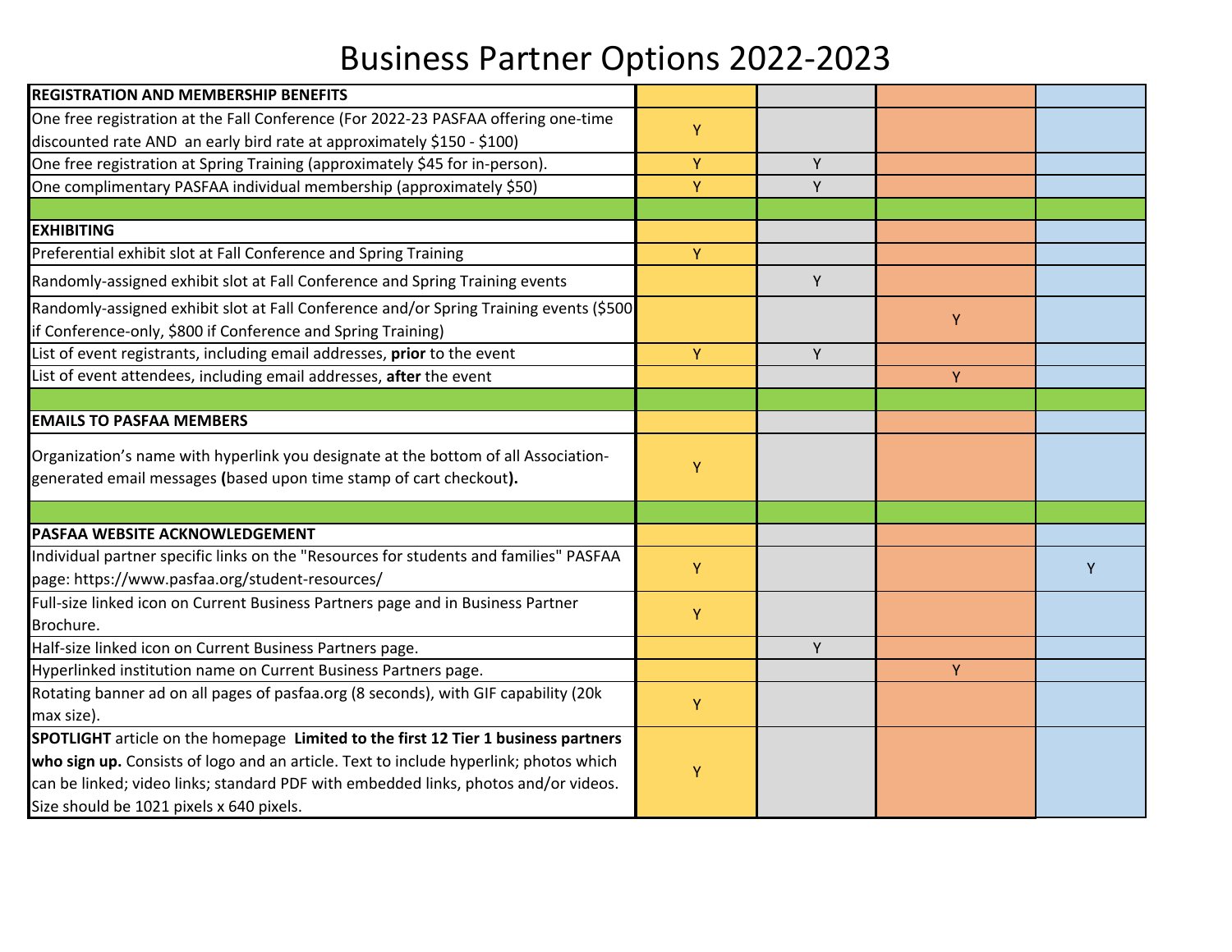# Business Partner Options 2022-2023

| | | | | |
|---|---|---|---|---|
| **REGISTRATION AND MEMBERSHIP BENEFITS** | | | | |
| One free registration at the Fall Conference (For 2022-23 PASFAA offering one-time discounted rate AND an early bird rate at approximately $150 - $100) | Y | | | |
| One free registration at Spring Training (approximately $45 for in-person). | Y | Y | | |
| One complimentary PASFAA individual membership (approximately $50) | Y | Y | | |
| | | | | |
| **EXHIBITING** | | | | |
| Preferential exhibit slot at Fall Conference and Spring Training | Y | | | |
| Randomly-assigned exhibit slot at Fall Conference and Spring Training events | | Y | | |
| Randomly-assigned exhibit slot at Fall Conference and/or Spring Training events ($500 if Conference-only, $800 if Conference and Spring Training) | | | Y | |
| List of event registrants, including email addresses, **prior** to the event | Y | Y | | |
| List of event attendees, including email addresses, **after** the event | | | Y | |
| | | | | |
| **EMAILS TO PASFAA MEMBERS** | | | | |
| Organization's name with hyperlink you designate at the bottom of all Association-generated email messages **(**based upon time stamp of cart checkout**).** | Y | | | |
| | | | | |
| **PASFAA WEBSITE ACKNOWLEDGEMENT** | | | | |
| Individual partner specific links on the "Resources for students and families" PASFAA page: https://www.pasfaa.org/student-resources/ | Y | | | Y |
| Full-size linked icon on Current Business Partners page and in Business Partner Brochure. | Y | | | |
| Half-size linked icon on Current Business Partners page. | | Y | | |
| Hyperlinked institution name on Current Business Partners page. | | | Y | |
| Rotating banner ad on all pages of pasfaa.org (8 seconds), with GIF capability (20k max size). | Y | | | |
| **SPOTLIGHT** article on the homepage **Limited to the first 12 Tier 1 business partners who sign up.** Consists of logo and an article. Text to include hyperlink; photos which can be linked; video links; standard PDF with embedded links, photos and/or videos. Size should be 1021 pixels x 640 pixels. | Y | | | |